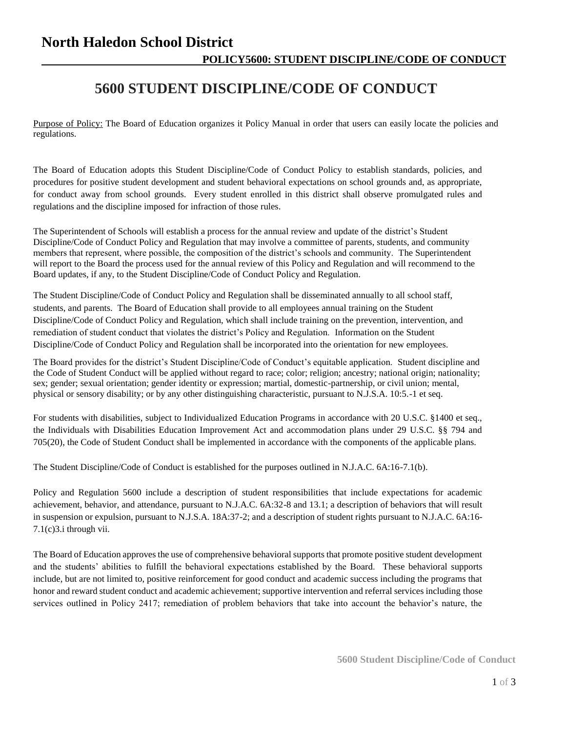# North Haledon School District

**POLICY5600: STUDENT DISCIPLINE/CODE OF CONDUCT**

## 5600 STUDENT DISCIPLINE/CODE OF CONDUCT

Purpose of Policy: The Board of Education organizes it Policy Manual in order that users can easily locate the policies and regulations.

The Board of Education adopts this Student Discipline/Code of Conduct Policy to establish standards, policies, and procedures for positive student development and student behavioral expectations on school grounds and, as appropriate, for conduct away from school grounds. Every student enrolled in this district shall observe promulgated rules and regulations and the discipline imposed for infraction of those rules.

The Superintendent of Schools will establish a process for the annual review and update of the district's Student Discipline/Code of Conduct Policy and Regulation that may involve a committee of parents, students, and community members that represent, where possible, the composition of the district's schools and community. The Superintendent will report to the Board the process used for the annual review of this Policy and Regulation and will recommend to the Board updates, if any, to the Student Discipline/Code of Conduct Policy and Regulation.

The Student Discipline/Code of Conduct Policy and Regulation shall be disseminated annually to all school staff, students, and parents. The Board of Education shall provide to all employees annual training on the Student Discipline/Code of Conduct Policy and Regulation, which shall include training on the prevention, intervention, and remediation of student conduct that violates the district's Policy and Regulation. Information on the Student Discipline/Code of Conduct Policy and Regulation shall be incorporated into the orientation for new employees.

The Board provides for the district's Student Discipline/Code of Conduct's equitable application. Student discipline and the Code of Student Conduct will be applied without regard to race; color; religion; ancestry; national origin; nationality; sex; gender; sexual orientation; gender identity or expression; martial, domestic-partnership, or civil union; mental, physical or sensory disability; or by any other distinguishing characteristic, pursuant to N.J.S.A. 10:5.-1 et seq.

For students with disabilities, subject to Individualized Education Programs in accordance with 20 U.S.C. §1400 et seq., the Individuals with Disabilities Education Improvement Act and accommodation plans under 29 U.S.C. §§ 794 and 705(20), the Code of Student Conduct shall be implemented in accordance with the components of the applicable plans.

The Student Discipline/Code of Conduct is established for the purposes outlined in N.J.A.C. 6A:16-7.1(b).

Policy and Regulation 5600 include a description of student responsibilities that include expectations for academic achievement, behavior, and attendance, pursuant to N.J.A.C. 6A:32-8 and 13.1; a description of behaviors that will result in suspension or expulsion, pursuant to N.J.S.A. 18A:37-2; and a description of student rights pursuant to N.J.A.C. 6A:16-7.1(c)3.i through vii.

The Board of Education approves the use of comprehensive behavioral supports that promote positive student development and the students' abilities to fulfill the behavioral expectations established by the Board. These behavioral supports include, but are not limited to, positive reinforcement for good conduct and academic success including the programs that honor and reward student conduct and academic achievement; supportive intervention and referral services including those services outlined in Policy 2417; remediation of problem behaviors that take into account the behavior's nature, the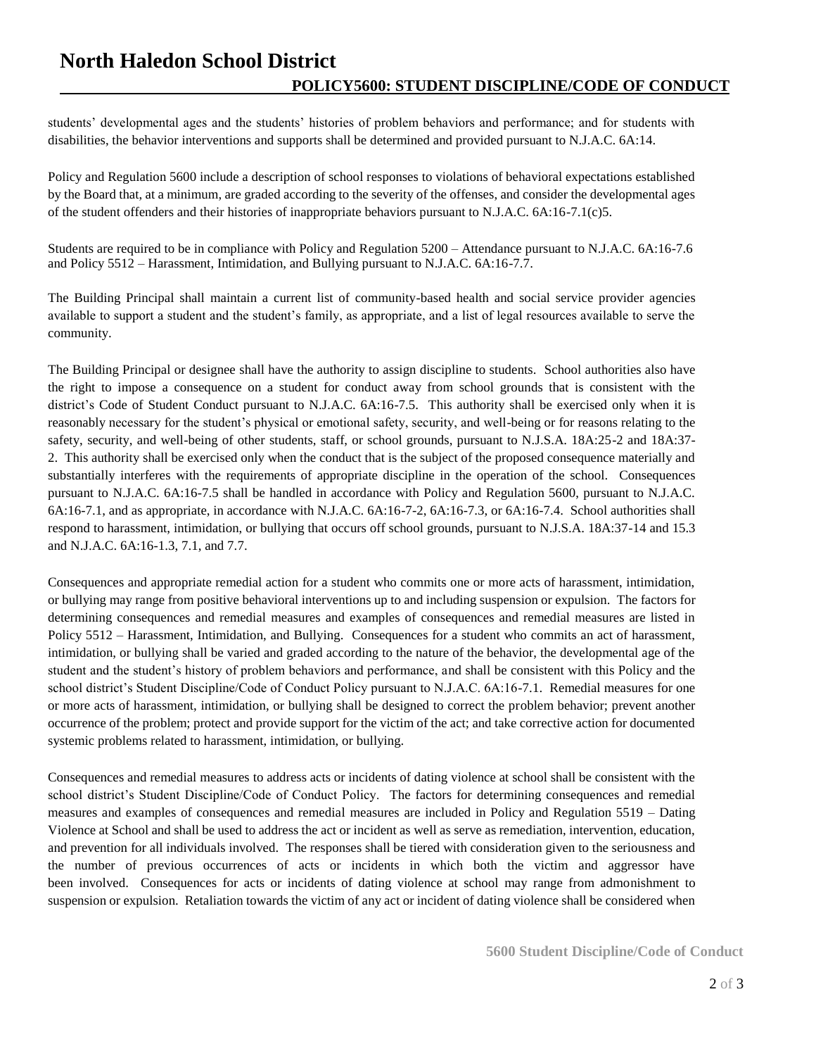students' developmental ages and the students' histories of problem behaviors and performance; and for students with disabilities, the behavior interventions and supports shall be determined and provided pursuant to N.J.A.C. 6A:14.

Policy and Regulation 5600 include a description of school responses to violations of behavioral expectations established by the Board that, at a minimum, are graded according to the severity of the offenses, and consider the developmental ages of the student offenders and their histories of inappropriate behaviors pursuant to N.J.A.C. 6A:16-7.1(c)5.

Students are required to be in compliance with Policy and Regulation 5200 – Attendance pursuant to N.J.A.C. 6A:16-7.6 and Policy 5512 – Harassment, Intimidation, and Bullying pursuant to N.J.A.C. 6A:16-7.7.

The Building Principal shall maintain a current list of community-based health and social service provider agencies available to support a student and the student's family, as appropriate, and a list of legal resources available to serve the community.

The Building Principal or designee shall have the authority to assign discipline to students. School authorities also have the right to impose a consequence on a student for conduct away from school grounds that is consistent with the district's Code of Student Conduct pursuant to N.J.A.C. 6A:16-7.5. This authority shall be exercised only when it is reasonably necessary for the student's physical or emotional safety, security, and well-being or for reasons relating to the safety, security, and well-being of other students, staff, or school grounds, pursuant to N.J.S.A. 18A:25-2 and 18A:37-2. This authority shall be exercised only when the conduct that is the subject of the proposed consequence materially and substantially interferes with the requirements of appropriate discipline in the operation of the school. Consequences pursuant to N.J.A.C. 6A:16-7.5 shall be handled in accordance with Policy and Regulation 5600, pursuant to N.J.A.C. 6A:16-7.1, and as appropriate, in accordance with N.J.A.C. 6A:16-7-2, 6A:16-7.3, or 6A:16-7.4. School authorities shall respond to harassment, intimidation, or bullying that occurs off school grounds, pursuant to N.J.S.A. 18A:37-14 and 15.3 and N.J.A.C. 6A:16-1.3, 7.1, and 7.7.

Consequences and appropriate remedial action for a student who commits one or more acts of harassment, intimidation, or bullying may range from positive behavioral interventions up to and including suspension or expulsion. The factors for determining consequences and remedial measures and examples of consequences and remedial measures are listed in Policy 5512 – Harassment, Intimidation, and Bullying. Consequences for a student who commits an act of harassment, intimidation, or bullying shall be varied and graded according to the nature of the behavior, the developmental age of the student and the student's history of problem behaviors and performance, and shall be consistent with this Policy and the school district's Student Discipline/Code of Conduct Policy pursuant to N.J.A.C. 6A:16-7.1. Remedial measures for one or more acts of harassment, intimidation, or bullying shall be designed to correct the problem behavior; prevent another occurrence of the problem; protect and provide support for the victim of the act; and take corrective action for documented systemic problems related to harassment, intimidation, or bullying.

Consequences and remedial measures to address acts or incidents of dating violence at school shall be consistent with the school district's Student Discipline/Code of Conduct Policy. The factors for determining consequences and remedial measures and examples of consequences and remedial measures are included in Policy and Regulation 5519 – Dating Violence at School and shall be used to address the act or incident as well as serve as remediation, intervention, education, and prevention for all individuals involved. The responses shall be tiered with consideration given to the seriousness and the number of previous occurrences of acts or incidents in which both the victim and aggressor have been involved. Consequences for acts or incidents of dating violence at school may range from admonishment to suspension or expulsion. Retaliation towards the victim of any act or incident of dating violence shall be considered when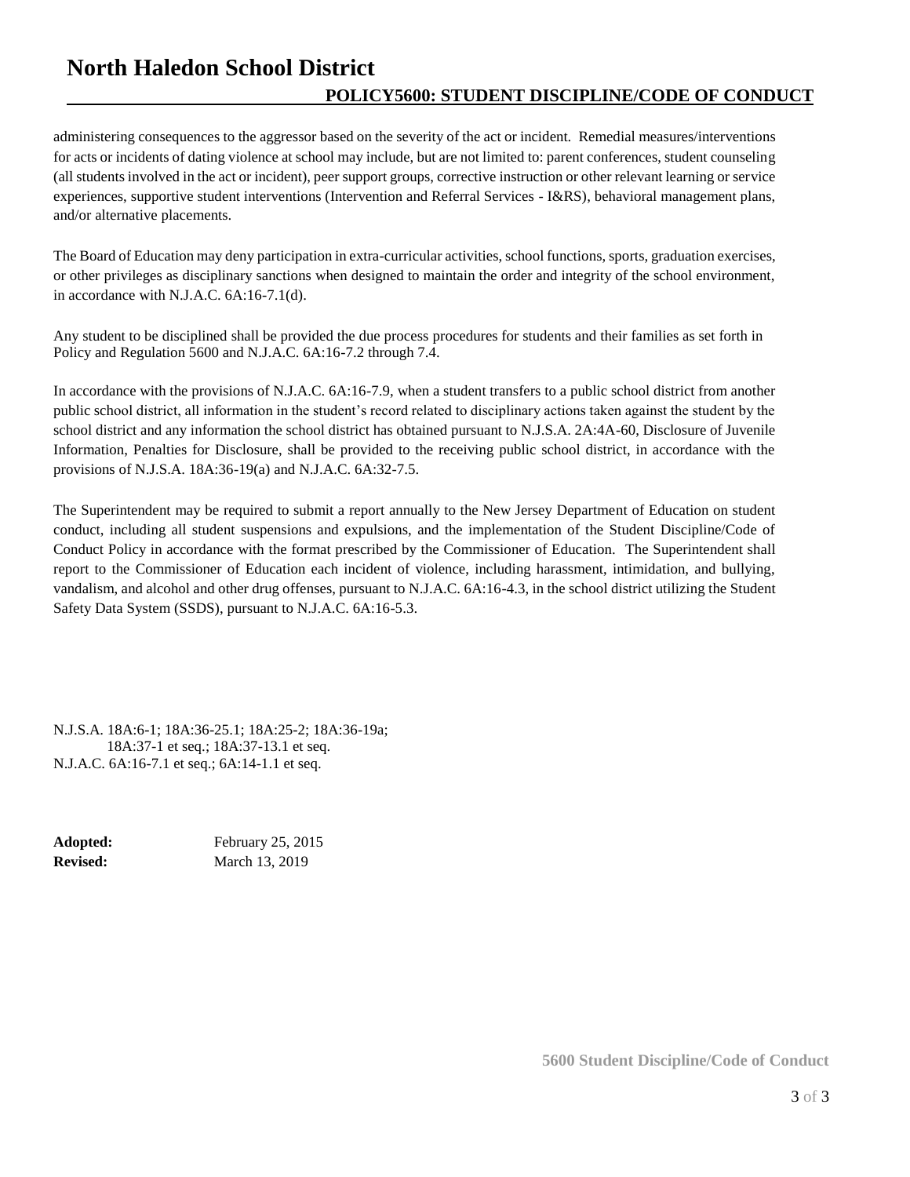administering consequences to the aggressor based on the severity of the act or incident. Remedial measures/interventions for acts or incidents of dating violence at school may include, but are not limited to: parent conferences, student counseling (all students involved in the act or incident), peer support groups, corrective instruction or other relevant learning or service experiences, supportive student interventions (Intervention and Referral Services - I&RS), behavioral management plans, and/or alternative placements.

The Board of Education may deny participation in extra-curricular activities, school functions, sports, graduation exercises, or other privileges as disciplinary sanctions when designed to maintain the order and integrity of the school environment, in accordance with N.J.A.C. 6A:16-7.1(d).

Any student to be disciplined shall be provided the due process procedures for students and their families as set forth in Policy and Regulation 5600 and N.J.A.C. 6A:16-7.2 through 7.4.

In accordance with the provisions of N.J.A.C. 6A:16-7.9, when a student transfers to a public school district from another public school district, all information in the student's record related to disciplinary actions taken against the student by the school district and any information the school district has obtained pursuant to N.J.S.A. 2A:4A-60, Disclosure of Juvenile Information, Penalties for Disclosure, shall be provided to the receiving public school district, in accordance with the provisions of N.J.S.A. 18A:36-19(a) and N.J.A.C. 6A:32-7.5.

The Superintendent may be required to submit a report annually to the New Jersey Department of Education on student conduct, including all student suspensions and expulsions, and the implementation of the Student Discipline/Code of Conduct Policy in accordance with the format prescribed by the Commissioner of Education. The Superintendent shall report to the Commissioner of Education each incident of violence, including harassment, intimidation, and bullying, vandalism, and alcohol and other drug offenses, pursuant to N.J.A.C. 6A:16-4.3, in the school district utilizing the Student Safety Data System (SSDS), pursuant to N.J.A.C. 6A:16-5.3.

N.J.S.A. 18A:6-1; 18A:36-25.1; 18A:25-2; 18A:36-19a;
18A:37-1 et seq.; 18A:37-13.1 et seq.
N.J.A.C. 6A:16-7.1 et seq.; 6A:14-1.1 et seq.

**Adopted:** February 25, 2015
**Revised:** March 13, 2019